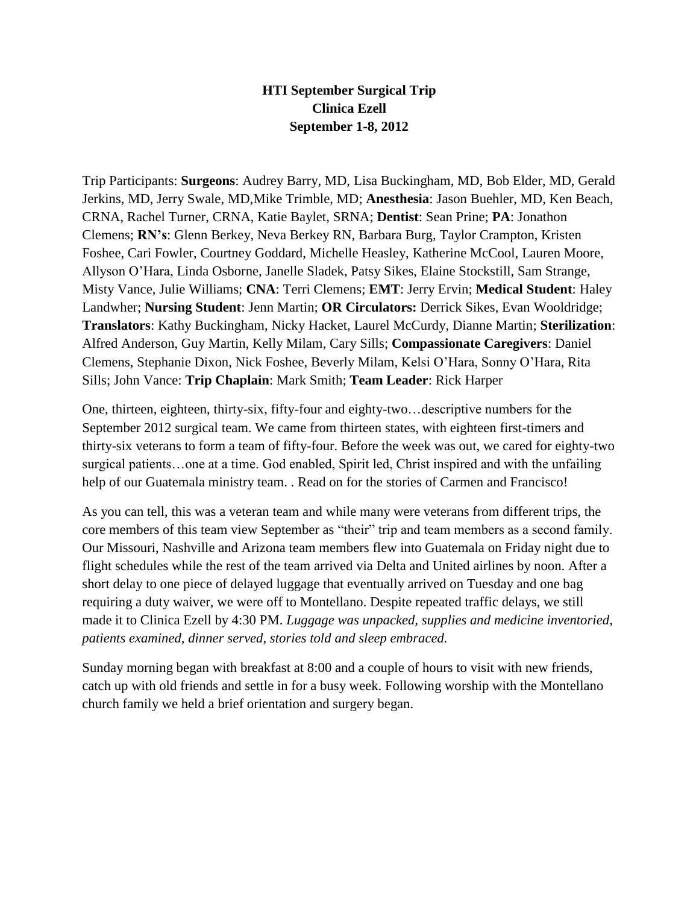**HTI September Surgical Trip**
**Clinica Ezell**
**September 1-8, 2012**

Trip Participants: **Surgeons**: Audrey Barry, MD, Lisa Buckingham, MD, Bob Elder, MD, Gerald Jerkins, MD, Jerry Swale, MD,Mike Trimble, MD; **Anesthesia**: Jason Buehler, MD, Ken Beach, CRNA, Rachel Turner, CRNA, Katie Baylet, SRNA; **Dentist**: Sean Prine; **PA**: Jonathon Clemens; **RN's**: Glenn Berkey, Neva Berkey RN, Barbara Burg, Taylor Crampton, Kristen Foshee, Cari Fowler, Courtney Goddard, Michelle Heasley, Katherine McCool, Lauren Moore, Allyson O'Hara, Linda Osborne, Janelle Sladek, Patsy Sikes, Elaine Stockstill, Sam Strange, Misty Vance, Julie Williams; **CNA**: Terri Clemens; **EMT**: Jerry Ervin; **Medical Student**: Haley Landwher; **Nursing Student**: Jenn Martin; **OR Circulators:** Derrick Sikes, Evan Wooldridge; **Translators**: Kathy Buckingham, Nicky Hacket, Laurel McCurdy, Dianne Martin; **Sterilization**: Alfred Anderson, Guy Martin, Kelly Milam, Cary Sills; **Compassionate Caregivers**: Daniel Clemens, Stephanie Dixon, Nick Foshee, Beverly Milam, Kelsi O'Hara, Sonny O'Hara, Rita Sills; John Vance: **Trip Chaplain**: Mark Smith; **Team Leader**: Rick Harper

One, thirteen, eighteen, thirty-six, fifty-four and eighty-two…descriptive numbers for the September 2012 surgical team. We came from thirteen states, with eighteen first-timers and thirty-six veterans to form a team of fifty-four. Before the week was out, we cared for eighty-two surgical patients…one at a time. God enabled, Spirit led, Christ inspired and with the unfailing help of our Guatemala ministry team. . Read on for the stories of Carmen and Francisco!

As you can tell, this was a veteran team and while many were veterans from different trips, the core members of this team view September as "their" trip and team members as a second family. Our Missouri, Nashville and Arizona team members flew into Guatemala on Friday night due to flight schedules while the rest of the team arrived via Delta and United airlines by noon. After a short delay to one piece of delayed luggage that eventually arrived on Tuesday and one bag requiring a duty waiver, we were off to Montellano. Despite repeated traffic delays, we still made it to Clinica Ezell by 4:30 PM. *Luggage was unpacked, supplies and medicine inventoried, patients examined, dinner served, stories told and sleep embraced.*

Sunday morning began with breakfast at 8:00 and a couple of hours to visit with new friends, catch up with old friends and settle in for a busy week. Following worship with the Montellano church family we held a brief orientation and surgery began.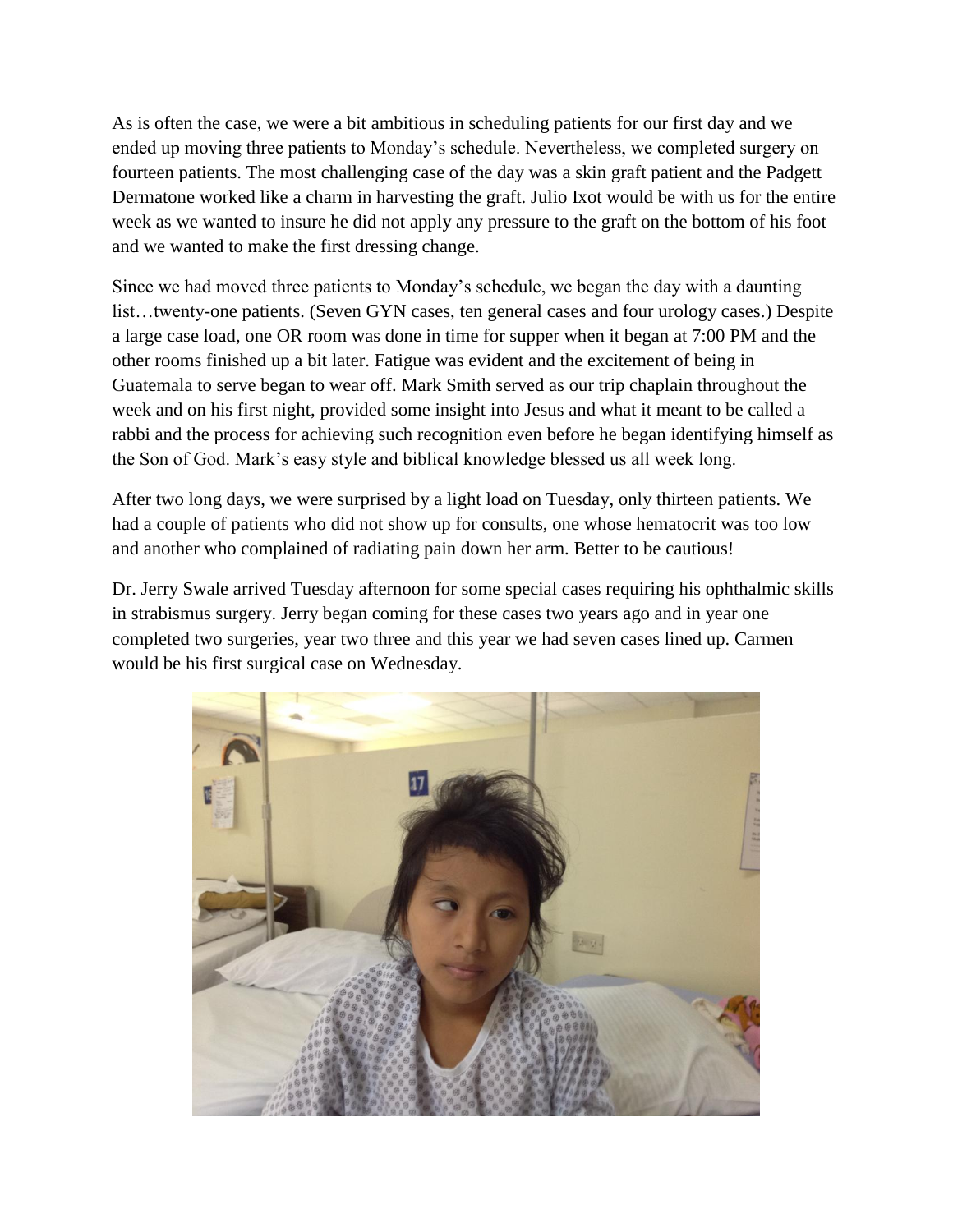As is often the case, we were a bit ambitious in scheduling patients for our first day and we ended up moving three patients to Monday's schedule. Nevertheless, we completed surgery on fourteen patients. The most challenging case of the day was a skin graft patient and the Padgett Dermatone worked like a charm in harvesting the graft. Julio Ixot would be with us for the entire week as we wanted to insure he did not apply any pressure to the graft on the bottom of his foot and we wanted to make the first dressing change.

Since we had moved three patients to Monday's schedule, we began the day with a daunting list…twenty-one patients. (Seven GYN cases, ten general cases and four urology cases.) Despite a large case load, one OR room was done in time for supper when it began at 7:00 PM and the other rooms finished up a bit later. Fatigue was evident and the excitement of being in Guatemala to serve began to wear off. Mark Smith served as our trip chaplain throughout the week and on his first night, provided some insight into Jesus and what it meant to be called a rabbi and the process for achieving such recognition even before he began identifying himself as the Son of God. Mark's easy style and biblical knowledge blessed us all week long.

After two long days, we were surprised by a light load on Tuesday, only thirteen patients. We had a couple of patients who did not show up for consults, one whose hematocrit was too low and another who complained of radiating pain down her arm. Better to be cautious!

Dr. Jerry Swale arrived Tuesday afternoon for some special cases requiring his ophthalmic skills in strabismus surgery. Jerry began coming for these cases two years ago and in year one completed two surgeries, year two three and this year we had seven cases lined up. Carmen would be his first surgical case on Wednesday.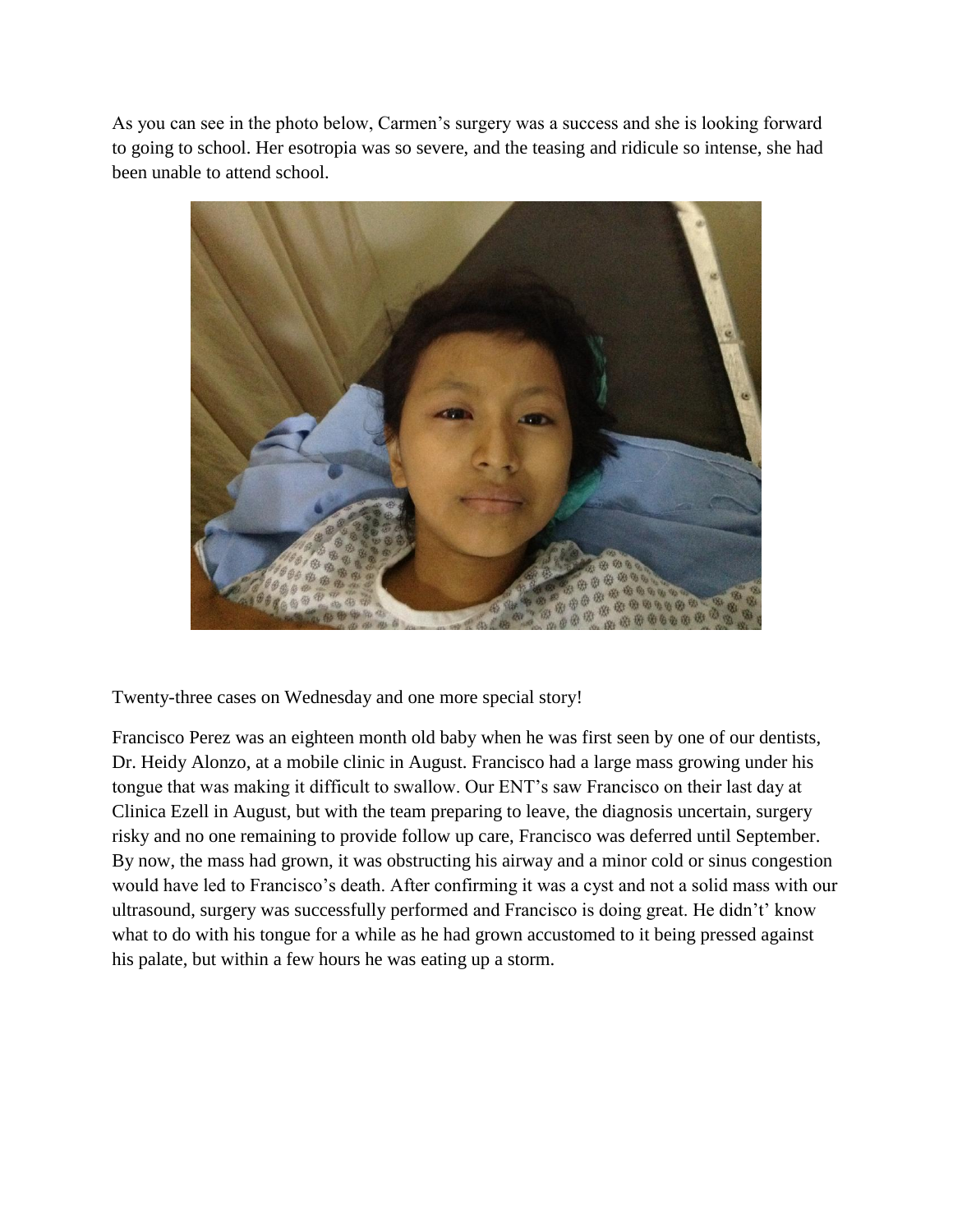As you can see in the photo below, Carmen's surgery was a success and she is looking forward to going to school. Her esotropia was so severe, and the teasing and ridicule so intense, she had been unable to attend school.

Twenty-three cases on Wednesday and one more special story!

Francisco Perez was an eighteen month old baby when he was first seen by one of our dentists, Dr. Heidy Alonzo, at a mobile clinic in August. Francisco had a large mass growing under his tongue that was making it difficult to swallow. Our ENT's saw Francisco on their last day at Clinica Ezell in August, but with the team preparing to leave, the diagnosis uncertain, surgery risky and no one remaining to provide follow up care, Francisco was deferred until September. By now, the mass had grown, it was obstructing his airway and a minor cold or sinus congestion would have led to Francisco's death. After confirming it was a cyst and not a solid mass with our ultrasound, surgery was successfully performed and Francisco is doing great. He didn't' know what to do with his tongue for a while as he had grown accustomed to it being pressed against his palate, but within a few hours he was eating up a storm.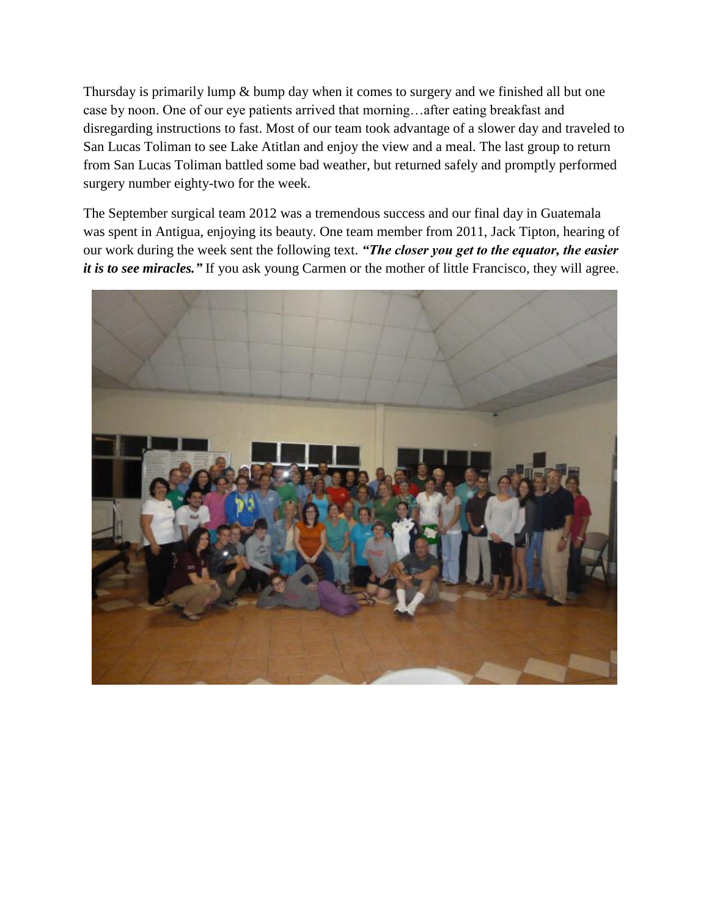Thursday is primarily lump & bump day when it comes to surgery and we finished all but one case by noon. One of our eye patients arrived that morning…after eating breakfast and disregarding instructions to fast. Most of our team took advantage of a slower day and traveled to San Lucas Toliman to see Lake Atitlan and enjoy the view and a meal. The last group to return from San Lucas Toliman battled some bad weather, but returned safely and promptly performed surgery number eighty-two for the week.

The September surgical team 2012 was a tremendous success and our final day in Guatemala was spent in Antigua, enjoying its beauty. One team member from 2011, Jack Tipton, hearing of our work during the week sent the following text. ***"The closer you get to the equator, the easier it is to see miracles."*** If you ask young Carmen or the mother of little Francisco, they will agree.